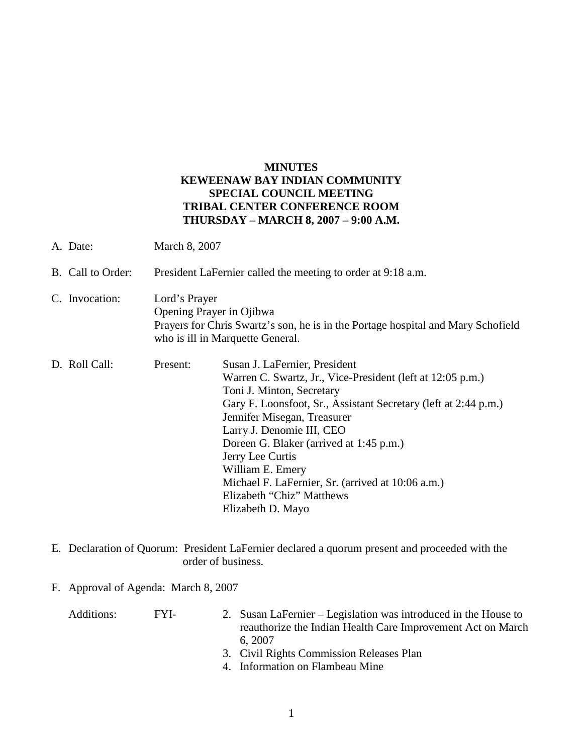**MINUTES**
**KEWEENAW BAY INDIAN COMMUNITY**
**SPECIAL COUNCIL MEETING**
**TRIBAL CENTER CONFERENCE ROOM**
**THURSDAY – MARCH 8, 2007 – 9:00 A.M.**

A. Date: March 8, 2007

B. Call to Order: President LaFernier called the meeting to order at 9:18 a.m.

C. Invocation: Lord's Prayer
Opening Prayer in Ojibwa
Prayers for Chris Swartz's son, he is in the Portage hospital and Mary Schofield who is ill in Marquette General.

D. Roll Call: Present:
Susan J. LaFernier, President
Warren C. Swartz, Jr., Vice-President (left at 12:05 p.m.)
Toni J. Minton, Secretary
Gary F. Loonsfoot, Sr., Assistant Secretary (left at 2:44 p.m.)
Jennifer Misegan, Treasurer
Larry J. Denomie III, CEO
Doreen G. Blaker (arrived at 1:45 p.m.)
Jerry Lee Curtis
William E. Emery
Michael F. LaFernier, Sr. (arrived at 10:06 a.m.)
Elizabeth "Chiz" Matthews
Elizabeth D. Mayo

E. Declaration of Quorum: President LaFernier declared a quorum present and proceeded with the order of business.

F. Approval of Agenda: March 8, 2007

Additions: FYI-
2. Susan LaFernier – Legislation was introduced in the House to reauthorize the Indian Health Care Improvement Act on March 6, 2007
3. Civil Rights Commission Releases Plan
4. Information on Flambeau Mine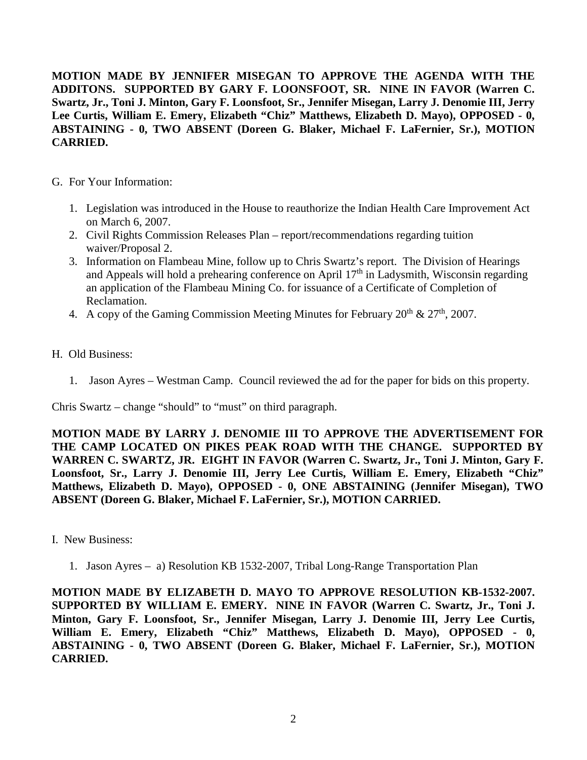**MOTION MADE BY JENNIFER MISEGAN TO APPROVE THE AGENDA WITH THE ADDITONS. SUPPORTED BY GARY F. LOONSFOOT, SR. NINE IN FAVOR (Warren C. Swartz, Jr., Toni J. Minton, Gary F. Loonsfoot, Sr., Jennifer Misegan, Larry J. Denomie III, Jerry Lee Curtis, William E. Emery, Elizabeth "Chiz" Matthews, Elizabeth D. Mayo), OPPOSED - 0, ABSTAINING - 0, TWO ABSENT (Doreen G. Blaker, Michael F. LaFernier, Sr.), MOTION CARRIED.**

G. For Your Information:

1. Legislation was introduced in the House to reauthorize the Indian Health Care Improvement Act on March 6, 2007.
2. Civil Rights Commission Releases Plan – report/recommendations regarding tuition waiver/Proposal 2.
3. Information on Flambeau Mine, follow up to Chris Swartz's report. The Division of Hearings and Appeals will hold a prehearing conference on April 17th in Ladysmith, Wisconsin regarding an application of the Flambeau Mining Co. for issuance of a Certificate of Completion of Reclamation.
4. A copy of the Gaming Commission Meeting Minutes for February 20th & 27th, 2007.

H. Old Business:

1. Jason Ayres – Westman Camp. Council reviewed the ad for the paper for bids on this property.

Chris Swartz – change "should" to "must" on third paragraph.

**MOTION MADE BY LARRY J. DENOMIE III TO APPROVE THE ADVERTISEMENT FOR THE CAMP LOCATED ON PIKES PEAK ROAD WITH THE CHANGE. SUPPORTED BY WARREN C. SWARTZ, JR. EIGHT IN FAVOR (Warren C. Swartz, Jr., Toni J. Minton, Gary F. Loonsfoot, Sr., Larry J. Denomie III, Jerry Lee Curtis, William E. Emery, Elizabeth "Chiz" Matthews, Elizabeth D. Mayo), OPPOSED - 0, ONE ABSTAINING (Jennifer Misegan), TWO ABSENT (Doreen G. Blaker, Michael F. LaFernier, Sr.), MOTION CARRIED.**

I. New Business:

1. Jason Ayres – a) Resolution KB 1532-2007, Tribal Long-Range Transportation Plan

**MOTION MADE BY ELIZABETH D. MAYO TO APPROVE RESOLUTION KB-1532-2007. SUPPORTED BY WILLIAM E. EMERY. NINE IN FAVOR (Warren C. Swartz, Jr., Toni J. Minton, Gary F. Loonsfoot, Sr., Jennifer Misegan, Larry J. Denomie III, Jerry Lee Curtis, William E. Emery, Elizabeth "Chiz" Matthews, Elizabeth D. Mayo), OPPOSED - 0, ABSTAINING - 0, TWO ABSENT (Doreen G. Blaker, Michael F. LaFernier, Sr.), MOTION CARRIED.**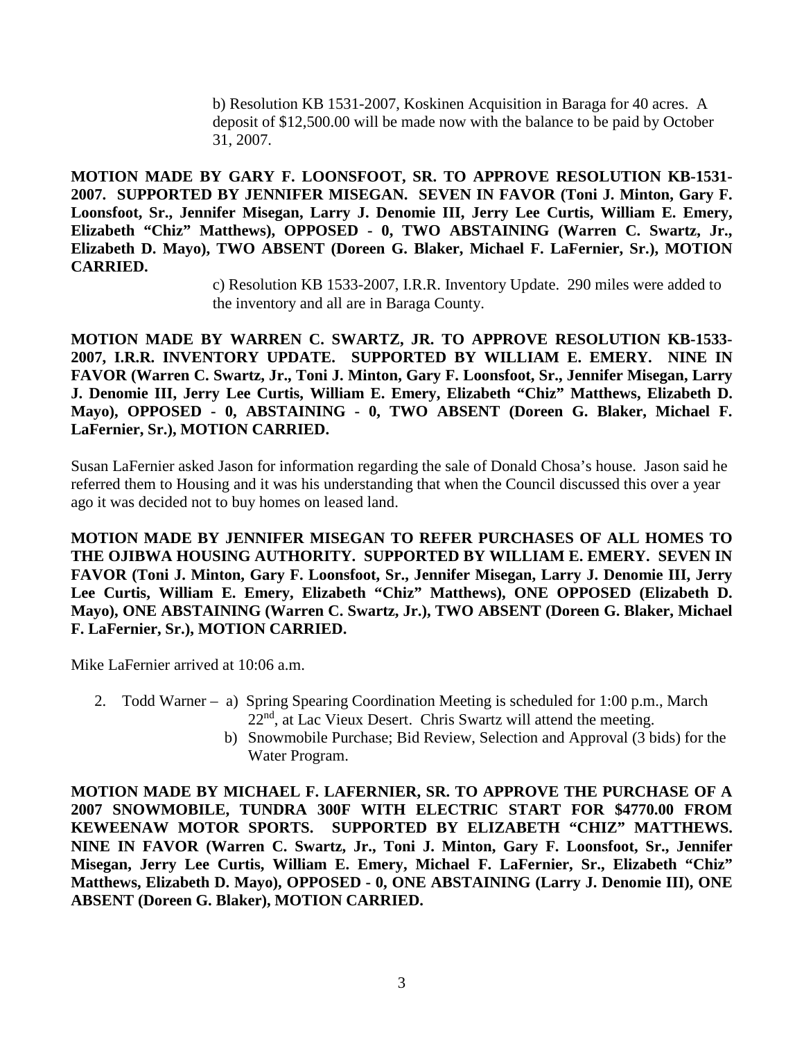b) Resolution KB 1531-2007, Koskinen Acquisition in Baraga for 40 acres. A deposit of $12,500.00 will be made now with the balance to be paid by October 31, 2007.

**MOTION MADE BY GARY F. LOONSFOOT, SR. TO APPROVE RESOLUTION KB-1531-2007. SUPPORTED BY JENNIFER MISEGAN. SEVEN IN FAVOR (Toni J. Minton, Gary F. Loonsfoot, Sr., Jennifer Misegan, Larry J. Denomie III, Jerry Lee Curtis, William E. Emery, Elizabeth "Chiz" Matthews), OPPOSED - 0, TWO ABSTAINING (Warren C. Swartz, Jr., Elizabeth D. Mayo), TWO ABSENT (Doreen G. Blaker, Michael F. LaFernier, Sr.), MOTION CARRIED.**

c) Resolution KB 1533-2007, I.R.R. Inventory Update. 290 miles were added to the inventory and all are in Baraga County.

**MOTION MADE BY WARREN C. SWARTZ, JR. TO APPROVE RESOLUTION KB-1533-2007, I.R.R. INVENTORY UPDATE. SUPPORTED BY WILLIAM E. EMERY. NINE IN FAVOR (Warren C. Swartz, Jr., Toni J. Minton, Gary F. Loonsfoot, Sr., Jennifer Misegan, Larry J. Denomie III, Jerry Lee Curtis, William E. Emery, Elizabeth "Chiz" Matthews, Elizabeth D. Mayo), OPPOSED - 0, ABSTAINING - 0, TWO ABSENT (Doreen G. Blaker, Michael F. LaFernier, Sr.), MOTION CARRIED.**

Susan LaFernier asked Jason for information regarding the sale of Donald Chosa's house. Jason said he referred them to Housing and it was his understanding that when the Council discussed this over a year ago it was decided not to buy homes on leased land.

**MOTION MADE BY JENNIFER MISEGAN TO REFER PURCHASES OF ALL HOMES TO THE OJIBWA HOUSING AUTHORITY. SUPPORTED BY WILLIAM E. EMERY. SEVEN IN FAVOR (Toni J. Minton, Gary F. Loonsfoot, Sr., Jennifer Misegan, Larry J. Denomie III, Jerry Lee Curtis, William E. Emery, Elizabeth "Chiz" Matthews), ONE OPPOSED (Elizabeth D. Mayo), ONE ABSTAINING (Warren C. Swartz, Jr.), TWO ABSENT (Doreen G. Blaker, Michael F. LaFernier, Sr.), MOTION CARRIED.**

Mike LaFernier arrived at 10:06 a.m.

2. Todd Warner – a) Spring Spearing Coordination Meeting is scheduled for 1:00 p.m., March 22nd, at Lac Vieux Desert. Chris Swartz will attend the meeting.
   b) Snowmobile Purchase; Bid Review, Selection and Approval (3 bids) for the Water Program.

**MOTION MADE BY MICHAEL F. LAFERNIER, SR. TO APPROVE THE PURCHASE OF A 2007 SNOWMOBILE, TUNDRA 300F WITH ELECTRIC START FOR $4770.00 FROM KEWEENAW MOTOR SPORTS. SUPPORTED BY ELIZABETH "CHIZ" MATTHEWS. NINE IN FAVOR (Warren C. Swartz, Jr., Toni J. Minton, Gary F. Loonsfoot, Sr., Jennifer Misegan, Jerry Lee Curtis, William E. Emery, Michael F. LaFernier, Sr., Elizabeth "Chiz" Matthews, Elizabeth D. Mayo), OPPOSED - 0, ONE ABSTAINING (Larry J. Denomie III), ONE ABSENT (Doreen G. Blaker), MOTION CARRIED.**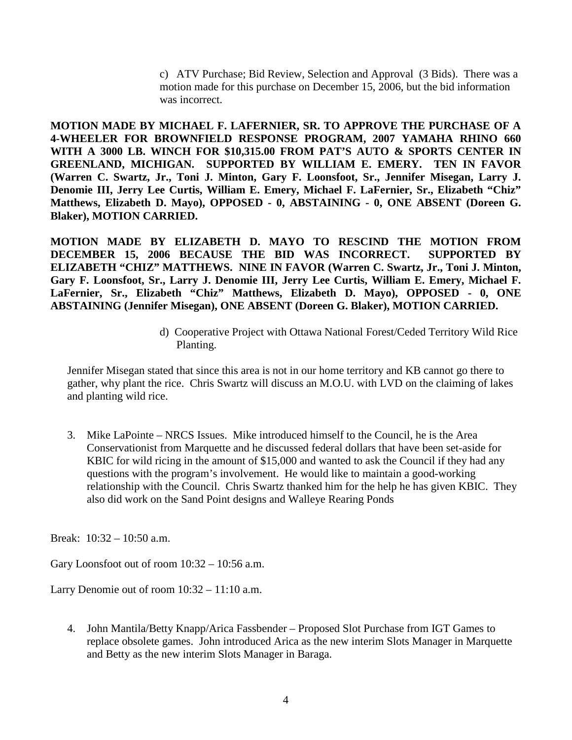c) ATV Purchase; Bid Review, Selection and Approval (3 Bids). There was a motion made for this purchase on December 15, 2006, but the bid information was incorrect.

**MOTION MADE BY MICHAEL F. LAFERNIER, SR. TO APPROVE THE PURCHASE OF A 4-WHEELER FOR BROWNFIELD RESPONSE PROGRAM, 2007 YAMAHA RHINO 660 WITH A 3000 LB. WINCH FOR $10,315.00 FROM PAT'S AUTO & SPORTS CENTER IN GREENLAND, MICHIGAN. SUPPORTED BY WILLIAM E. EMERY. TEN IN FAVOR (Warren C. Swartz, Jr., Toni J. Minton, Gary F. Loonsfoot, Sr., Jennifer Misegan, Larry J. Denomie III, Jerry Lee Curtis, William E. Emery, Michael F. LaFernier, Sr., Elizabeth "Chiz" Matthews, Elizabeth D. Mayo), OPPOSED - 0, ABSTAINING - 0, ONE ABSENT (Doreen G. Blaker), MOTION CARRIED.**

**MOTION MADE BY ELIZABETH D. MAYO TO RESCIND THE MOTION FROM DECEMBER 15, 2006 BECAUSE THE BID WAS INCORRECT. SUPPORTED BY ELIZABETH "CHIZ" MATTHEWS. NINE IN FAVOR (Warren C. Swartz, Jr., Toni J. Minton, Gary F. Loonsfoot, Sr., Larry J. Denomie III, Jerry Lee Curtis, William E. Emery, Michael F. LaFernier, Sr., Elizabeth "Chiz" Matthews, Elizabeth D. Mayo), OPPOSED - 0, ONE ABSTAINING (Jennifer Misegan), ONE ABSENT (Doreen G. Blaker), MOTION CARRIED.**

d) Cooperative Project with Ottawa National Forest/Ceded Territory Wild Rice Planting.

Jennifer Misegan stated that since this area is not in our home territory and KB cannot go there to gather, why plant the rice. Chris Swartz will discuss an M.O.U. with LVD on the claiming of lakes and planting wild rice.

3. Mike LaPointe – NRCS Issues. Mike introduced himself to the Council, he is the Area Conservationist from Marquette and he discussed federal dollars that have been set-aside for KBIC for wild ricing in the amount of $15,000 and wanted to ask the Council if they had any questions with the program's involvement. He would like to maintain a good-working relationship with the Council. Chris Swartz thanked him for the help he has given KBIC. They also did work on the Sand Point designs and Walleye Rearing Ponds

Break: 10:32 – 10:50 a.m.

Gary Loonsfoot out of room 10:32 – 10:56 a.m.

Larry Denomie out of room 10:32 – 11:10 a.m.

4. John Mantila/Betty Knapp/Arica Fassbender – Proposed Slot Purchase from IGT Games to replace obsolete games. John introduced Arica as the new interim Slots Manager in Marquette and Betty as the new interim Slots Manager in Baraga.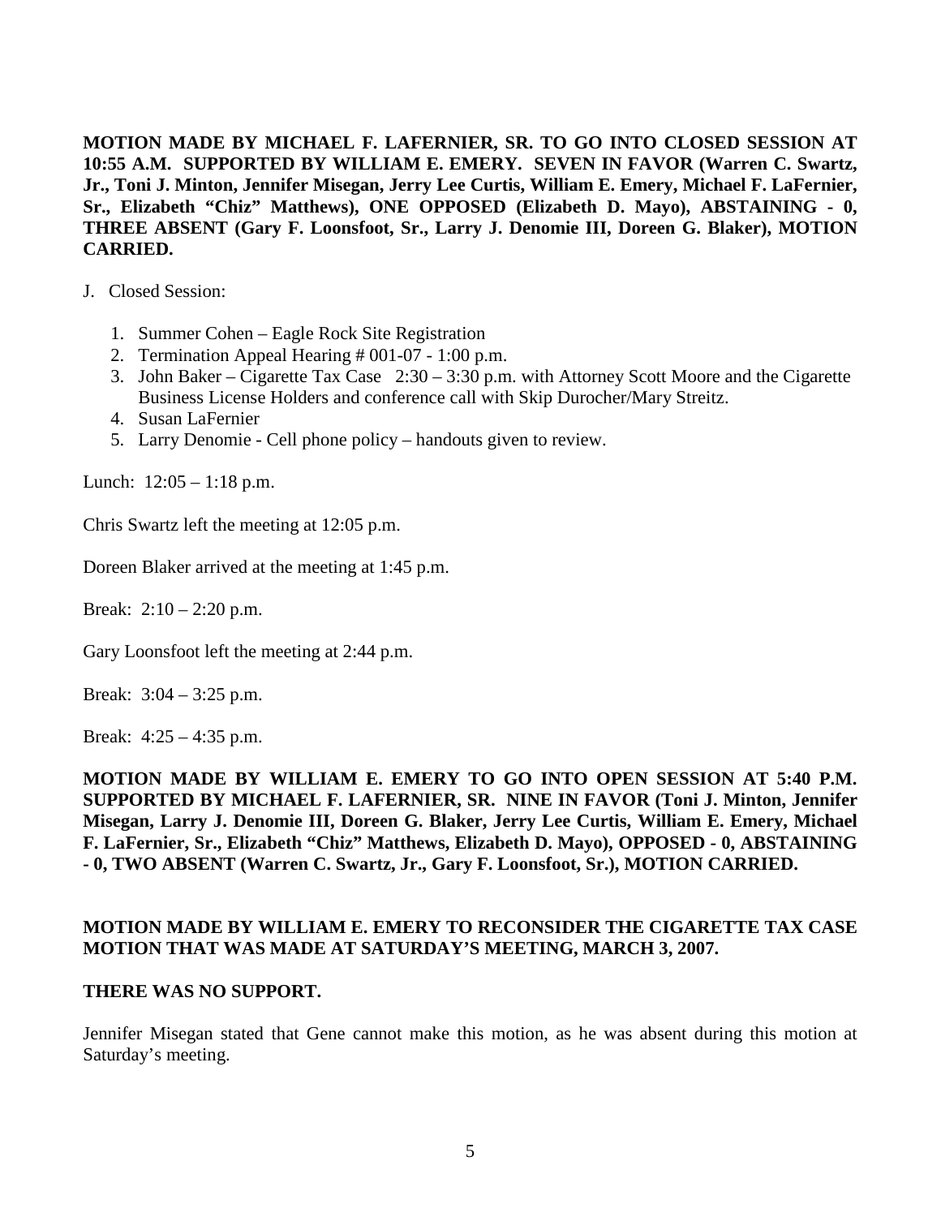**MOTION MADE BY MICHAEL F. LAFERNIER, SR. TO GO INTO CLOSED SESSION AT 10:55 A.M. SUPPORTED BY WILLIAM E. EMERY. SEVEN IN FAVOR (Warren C. Swartz, Jr., Toni J. Minton, Jennifer Misegan, Jerry Lee Curtis, William E. Emery, Michael F. LaFernier, Sr., Elizabeth "Chiz" Matthews), ONE OPPOSED (Elizabeth D. Mayo), ABSTAINING - 0, THREE ABSENT (Gary F. Loonsfoot, Sr., Larry J. Denomie III, Doreen G. Blaker), MOTION CARRIED.**

J. Closed Session:

1. Summer Cohen – Eagle Rock Site Registration
2. Termination Appeal Hearing # 001-07 - 1:00 p.m.
3. John Baker – Cigarette Tax Case 2:30 – 3:30 p.m. with Attorney Scott Moore and the Cigarette Business License Holders and conference call with Skip Durocher/Mary Streitz.
4. Susan LaFernier
5. Larry Denomie - Cell phone policy – handouts given to review.

Lunch: 12:05 – 1:18 p.m.

Chris Swartz left the meeting at 12:05 p.m.

Doreen Blaker arrived at the meeting at 1:45 p.m.

Break: 2:10 – 2:20 p.m.

Gary Loonsfoot left the meeting at 2:44 p.m.

Break: 3:04 – 3:25 p.m.

Break: 4:25 – 4:35 p.m.

**MOTION MADE BY WILLIAM E. EMERY TO GO INTO OPEN SESSION AT 5:40 P.M. SUPPORTED BY MICHAEL F. LAFERNIER, SR. NINE IN FAVOR (Toni J. Minton, Jennifer Misegan, Larry J. Denomie III, Doreen G. Blaker, Jerry Lee Curtis, William E. Emery, Michael F. LaFernier, Sr., Elizabeth "Chiz" Matthews, Elizabeth D. Mayo), OPPOSED - 0, ABSTAINING - 0, TWO ABSENT (Warren C. Swartz, Jr., Gary F. Loonsfoot, Sr.), MOTION CARRIED.**

**MOTION MADE BY WILLIAM E. EMERY TO RECONSIDER THE CIGARETTE TAX CASE MOTION THAT WAS MADE AT SATURDAY'S MEETING, MARCH 3, 2007.**

**THERE WAS NO SUPPORT.**

Jennifer Misegan stated that Gene cannot make this motion, as he was absent during this motion at Saturday's meeting.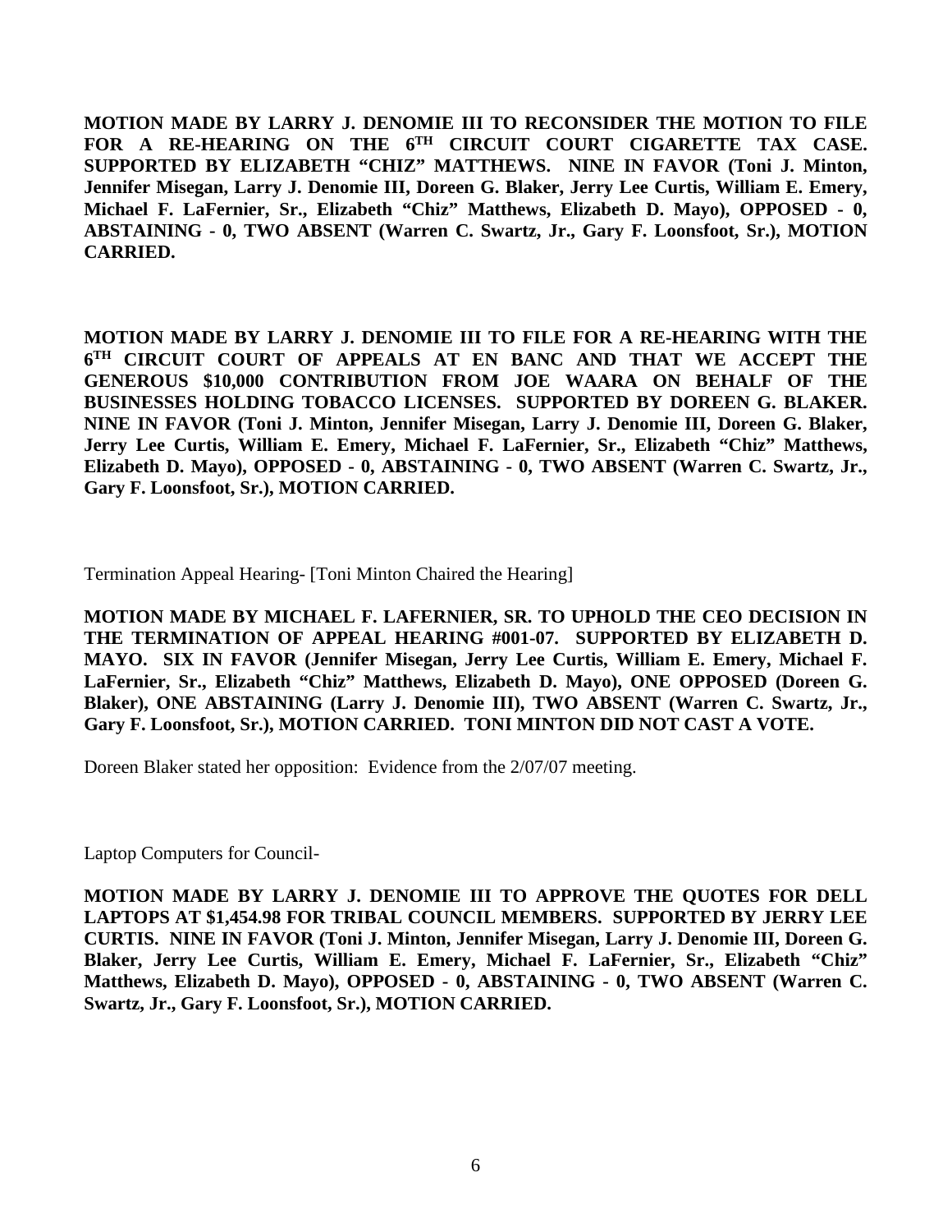**MOTION MADE BY LARRY J. DENOMIE III TO RECONSIDER THE MOTION TO FILE FOR A RE-HEARING ON THE 6TH CIRCUIT COURT CIGARETTE TAX CASE. SUPPORTED BY ELIZABETH "CHIZ" MATTHEWS. NINE IN FAVOR (Toni J. Minton, Jennifer Misegan, Larry J. Denomie III, Doreen G. Blaker, Jerry Lee Curtis, William E. Emery, Michael F. LaFernier, Sr., Elizabeth "Chiz" Matthews, Elizabeth D. Mayo), OPPOSED - 0, ABSTAINING - 0, TWO ABSENT (Warren C. Swartz, Jr., Gary F. Loonsfoot, Sr.), MOTION CARRIED.**

**MOTION MADE BY LARRY J. DENOMIE III TO FILE FOR A RE-HEARING WITH THE 6TH CIRCUIT COURT OF APPEALS AT EN BANC AND THAT WE ACCEPT THE GENEROUS $10,000 CONTRIBUTION FROM JOE WAARA ON BEHALF OF THE BUSINESSES HOLDING TOBACCO LICENSES. SUPPORTED BY DOREEN G. BLAKER. NINE IN FAVOR (Toni J. Minton, Jennifer Misegan, Larry J. Denomie III, Doreen G. Blaker, Jerry Lee Curtis, William E. Emery, Michael F. LaFernier, Sr., Elizabeth "Chiz" Matthews, Elizabeth D. Mayo), OPPOSED - 0, ABSTAINING - 0, TWO ABSENT (Warren C. Swartz, Jr., Gary F. Loonsfoot, Sr.), MOTION CARRIED.**

Termination Appeal Hearing- [Toni Minton Chaired the Hearing]

**MOTION MADE BY MICHAEL F. LAFERNIER, SR. TO UPHOLD THE CEO DECISION IN THE TERMINATION OF APPEAL HEARING #001-07. SUPPORTED BY ELIZABETH D. MAYO. SIX IN FAVOR (Jennifer Misegan, Jerry Lee Curtis, William E. Emery, Michael F. LaFernier, Sr., Elizabeth "Chiz" Matthews, Elizabeth D. Mayo), ONE OPPOSED (Doreen G. Blaker), ONE ABSTAINING (Larry J. Denomie III), TWO ABSENT (Warren C. Swartz, Jr., Gary F. Loonsfoot, Sr.), MOTION CARRIED. TONI MINTON DID NOT CAST A VOTE.**

Doreen Blaker stated her opposition: Evidence from the 2/07/07 meeting.

Laptop Computers for Council-

**MOTION MADE BY LARRY J. DENOMIE III TO APPROVE THE QUOTES FOR DELL LAPTOPS AT $1,454.98 FOR TRIBAL COUNCIL MEMBERS. SUPPORTED BY JERRY LEE CURTIS. NINE IN FAVOR (Toni J. Minton, Jennifer Misegan, Larry J. Denomie III, Doreen G. Blaker, Jerry Lee Curtis, William E. Emery, Michael F. LaFernier, Sr., Elizabeth "Chiz" Matthews, Elizabeth D. Mayo), OPPOSED - 0, ABSTAINING - 0, TWO ABSENT (Warren C. Swartz, Jr., Gary F. Loonsfoot, Sr.), MOTION CARRIED.**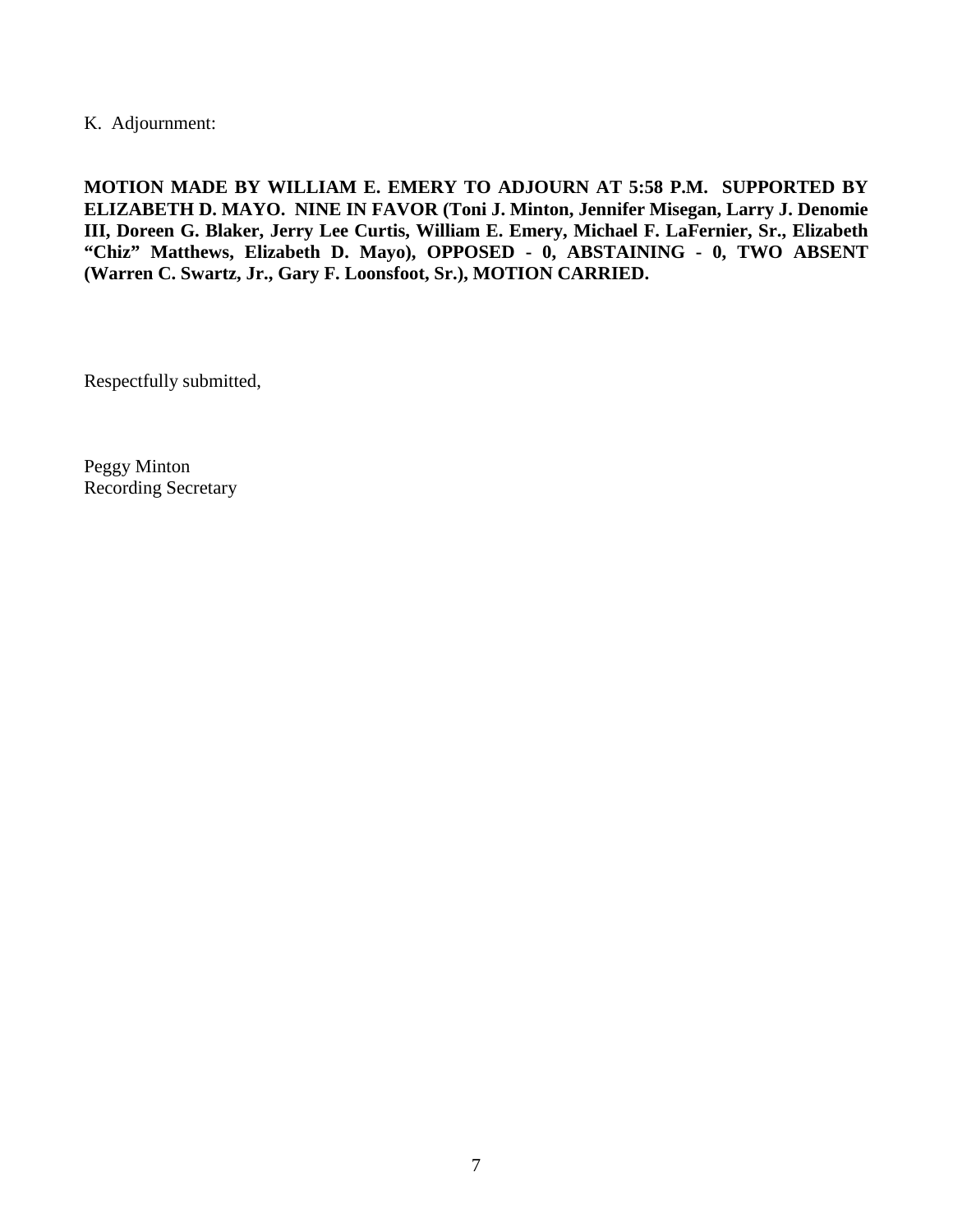K. Adjournment:

**MOTION MADE BY WILLIAM E. EMERY TO ADJOURN AT 5:58 P.M. SUPPORTED BY ELIZABETH D. MAYO. NINE IN FAVOR (Toni J. Minton, Jennifer Misegan, Larry J. Denomie III, Doreen G. Blaker, Jerry Lee Curtis, William E. Emery, Michael F. LaFernier, Sr., Elizabeth "Chiz" Matthews, Elizabeth D. Mayo), OPPOSED - 0, ABSTAINING - 0, TWO ABSENT (Warren C. Swartz, Jr., Gary F. Loonsfoot, Sr.), MOTION CARRIED.**

Respectfully submitted,

Peggy Minton
Recording Secretary